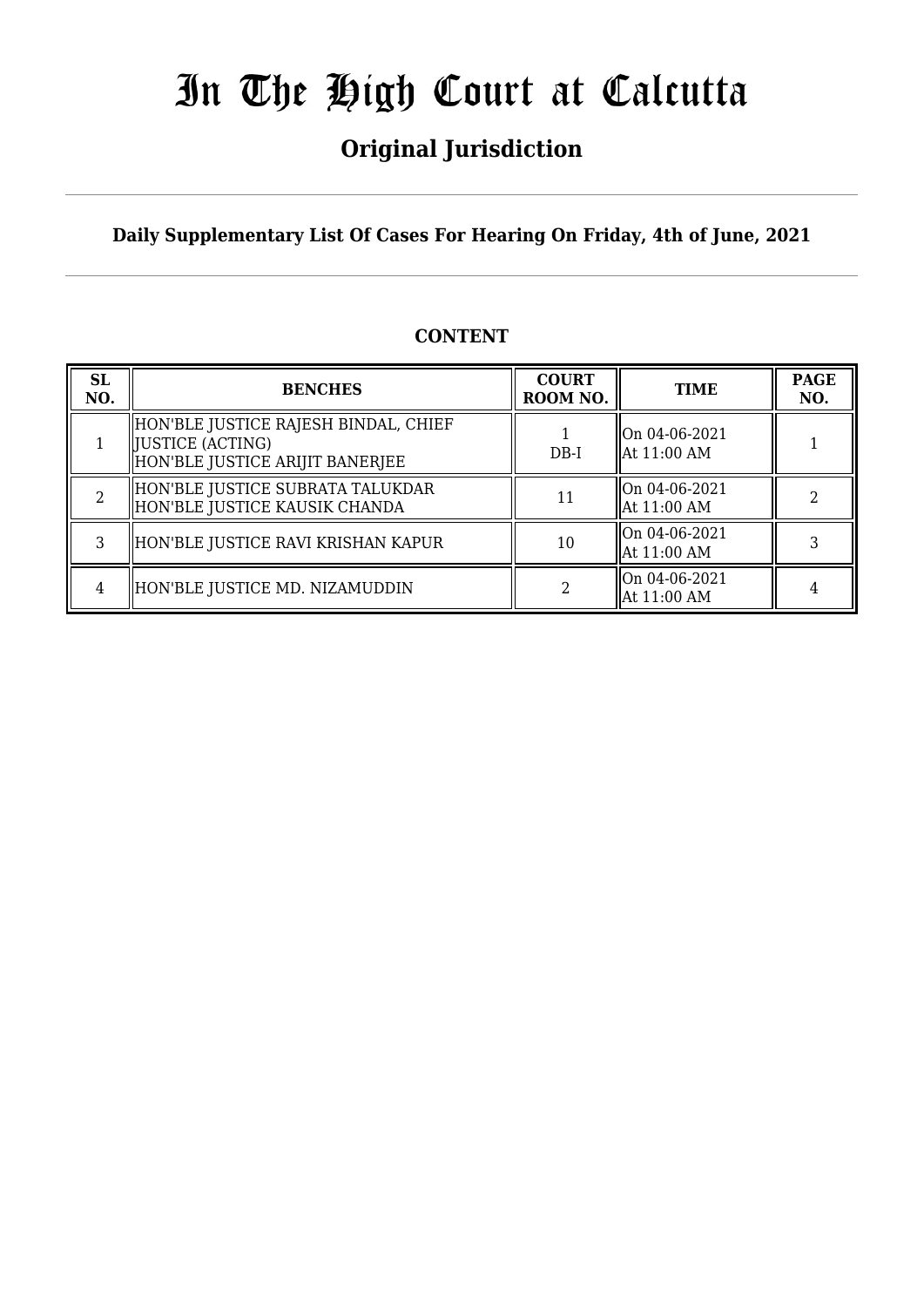# In The High Court at Calcutta

## Original Jurisdiction

**Daily Supplementary List Of Cases For Hearing On Friday, 4th of June, 2021**

**CONTENT**

| SL NO. | BENCHES | COURT ROOM NO. | TIME | PAGE NO. |
|---|---|---|---|---|
| 1 | HON'BLE JUSTICE RAJESH BINDAL, CHIEF JUSTICE (ACTING) HON'BLE JUSTICE ARIJIT BANERJEE | 1 DB-I | On 04-06-2021 At 11:00 AM | 1 |
| 2 | HON'BLE JUSTICE SUBRATA TALUKDAR HON'BLE JUSTICE KAUSIK CHANDA | 11 | On 04-06-2021 At 11:00 AM | 2 |
| 3 | HON'BLE JUSTICE RAVI KRISHAN KAPUR | 10 | On 04-06-2021 At 11:00 AM | 3 |
| 4 | HON'BLE JUSTICE MD. NIZAMUDDIN | 2 | On 04-06-2021 At 11:00 AM | 4 |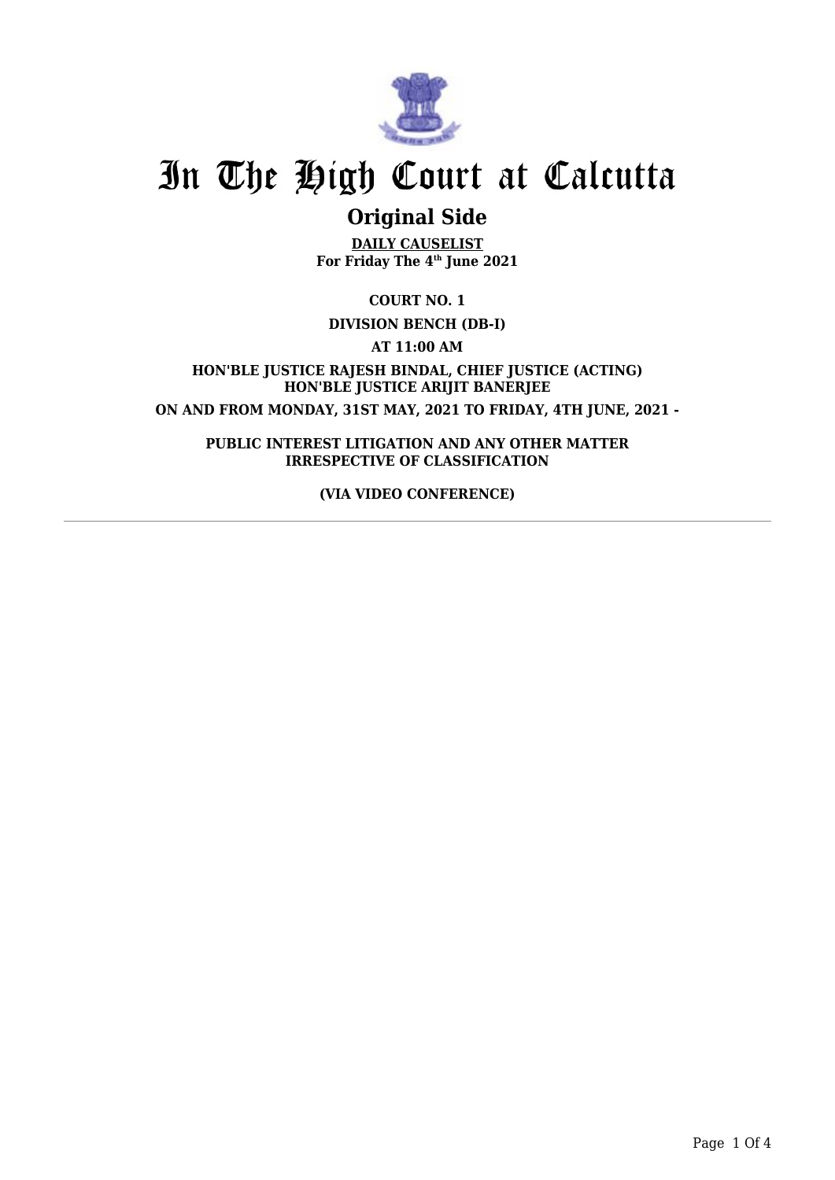# In The High Court at Calcutta

## Original Side

**DAILY CAUSELIST**
**For Friday The 4th June 2021**

**COURT NO. 1**

**DIVISION BENCH (DB-I)**

**AT 11:00 AM**

**HON'BLE JUSTICE RAJESH BINDAL, CHIEF JUSTICE (ACTING)**
**HON'BLE JUSTICE ARIJIT BANERJEE**

**ON AND FROM MONDAY, 31ST MAY, 2021 TO FRIDAY, 4TH JUNE, 2021 -**

**PUBLIC INTEREST LITIGATION AND ANY OTHER MATTER IRRESPECTIVE OF CLASSIFICATION**

**(VIA VIDEO CONFERENCE)**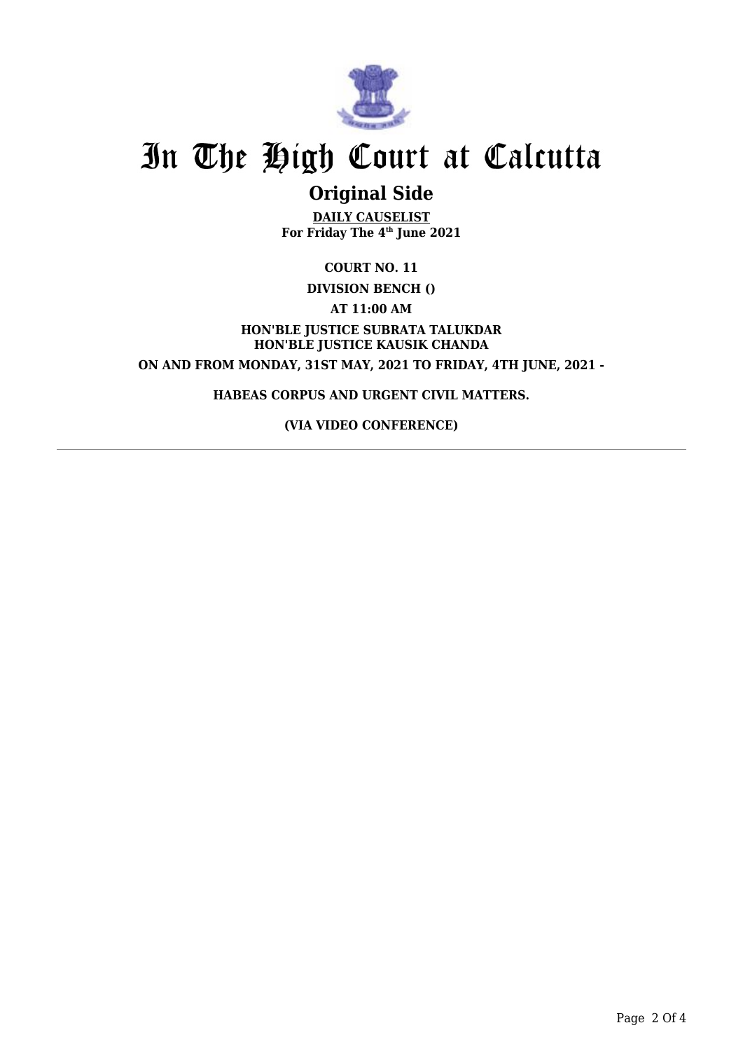# In The High Court at Calcutta

## Original Side

**DAILY CAUSELIST**
**For Friday The 4th June 2021**

**COURT NO. 11**

**DIVISION BENCH ()**

**AT 11:00 AM**

**HON'BLE JUSTICE SUBRATA TALUKDAR**
**HON'BLE JUSTICE KAUSIK CHANDA**

**ON AND FROM MONDAY, 31ST MAY, 2021 TO FRIDAY, 4TH JUNE, 2021 -**

**HABEAS CORPUS AND URGENT CIVIL MATTERS.**

**(VIA VIDEO CONFERENCE)**

---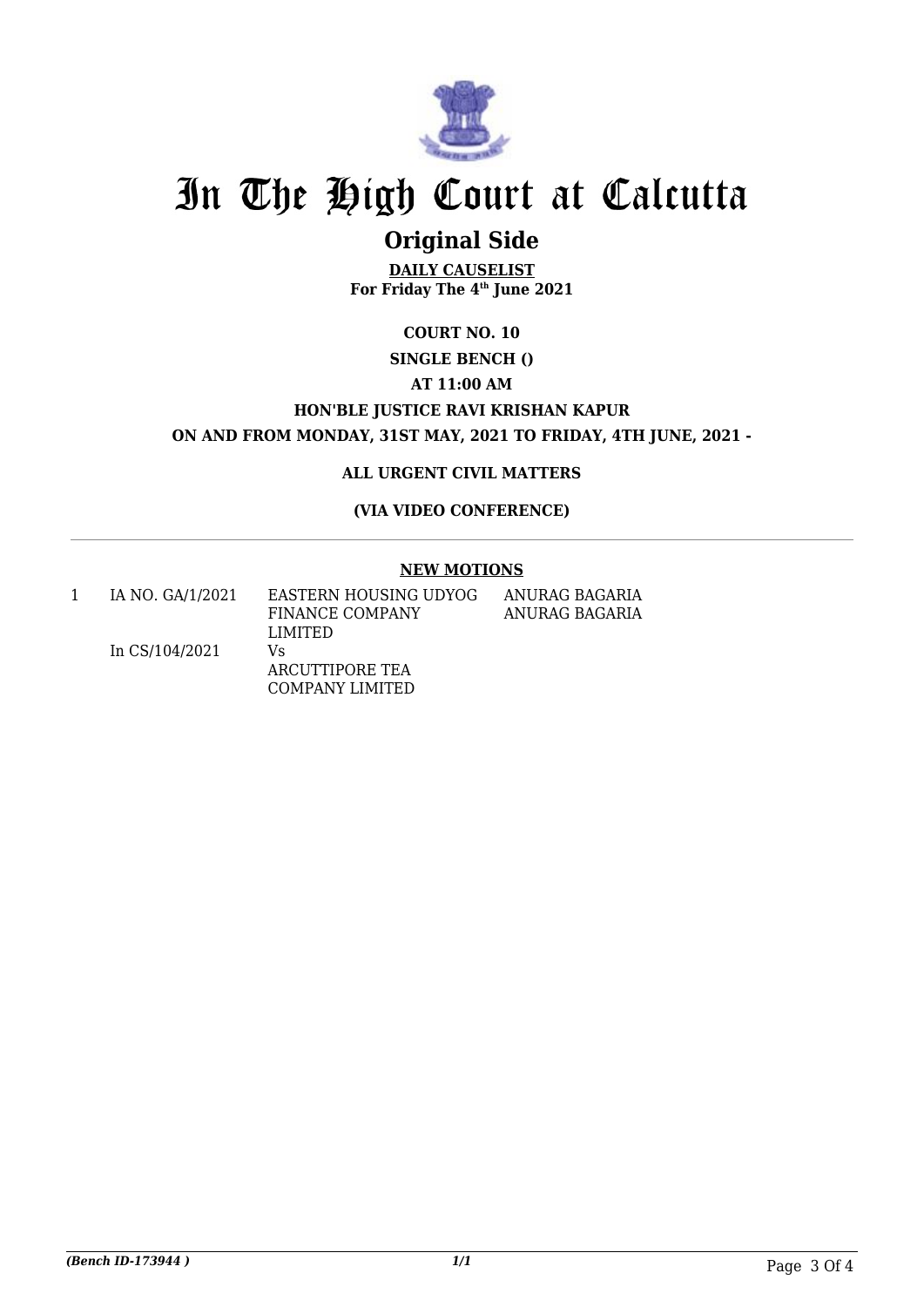# In The High Court at Calcutta

## Original Side

**DAILY CAUSELIST**
**For Friday The 4th June 2021**

**COURT NO. 10**

**SINGLE BENCH ()**

**AT 11:00 AM**

**HON'BLE JUSTICE RAVI KRISHAN KAPUR**

**ON AND FROM MONDAY, 31ST MAY, 2021 TO FRIDAY, 4TH JUNE, 2021 -**

**ALL URGENT CIVIL MATTERS**

**(VIA VIDEO CONFERENCE)**

---

**NEW MOTIONS**

| | | | |
|---|---|---|---|
| 1 | IA NO. GA/1/2021<br><br>In CS/104/2021 | EASTERN HOUSING UDYOG FINANCE COMPANY LIMITED<br>Vs<br>ARCUTTIPORE TEA COMPANY LIMITED | ANURAG BAGARIA<br>ANURAG BAGARIA |

*(Bench ID-173944 )* 1/1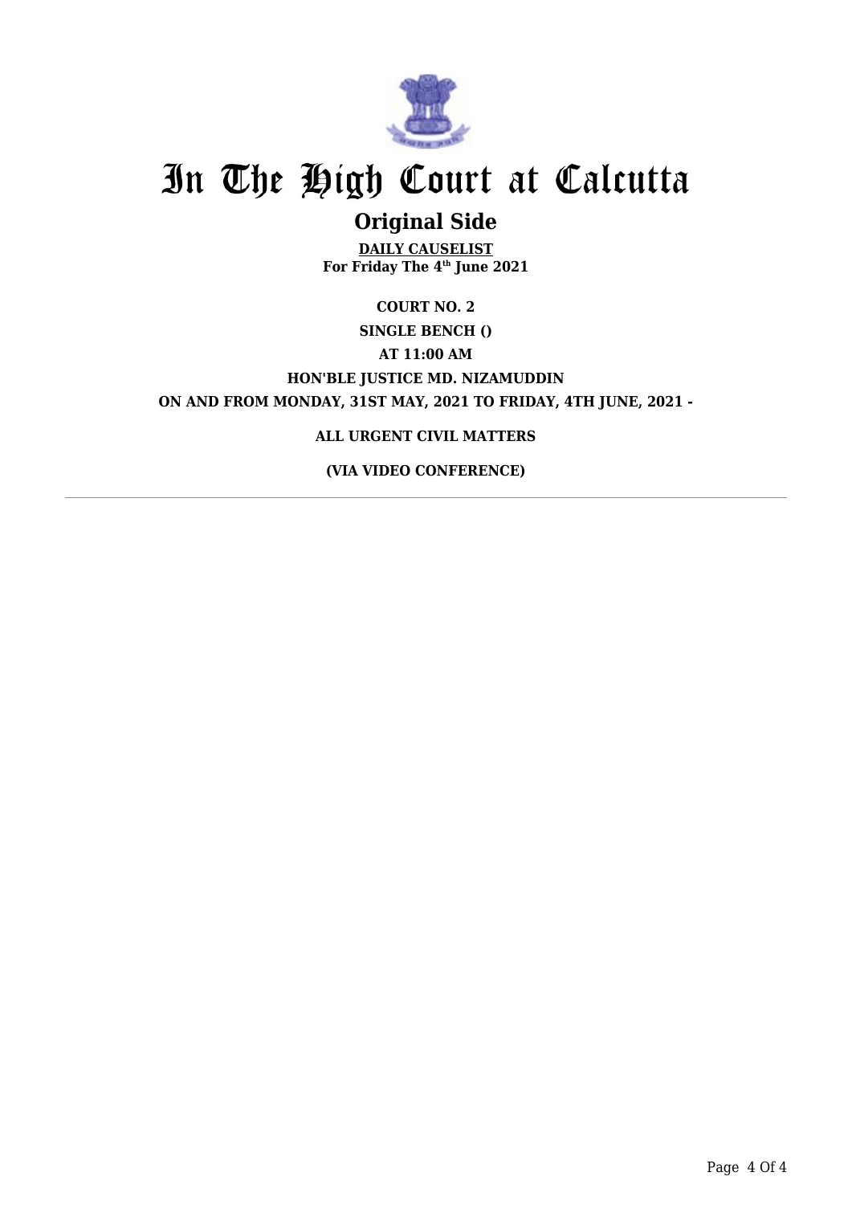# In The High Court at Calcutta

## Original Side

**DAILY CAUSELIST**
**For Friday The 4th June 2021**

**COURT NO. 2**

**SINGLE BENCH ()**

**AT 11:00 AM**

**HON'BLE JUSTICE MD. NIZAMUDDIN**

**ON AND FROM MONDAY, 31ST MAY, 2021 TO FRIDAY, 4TH JUNE, 2021 -**

**ALL URGENT CIVIL MATTERS**

**(VIA VIDEO CONFERENCE)**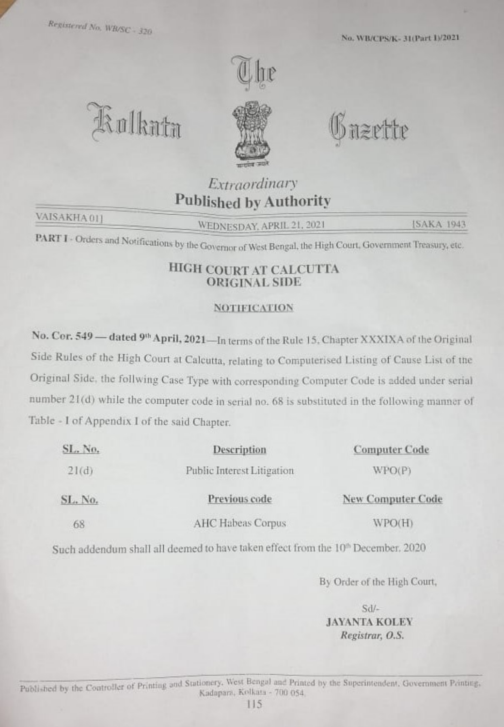Registered No. WB/SC - 320

No. WB/CPS/K- 31(Part I)/2021

# The Kolkata Gazette

*Extraordinary*

**Published by Authority**

VAISAKHA 01] WEDNESDAY, APRIL 21, 2021 [SAKA 1943

**PART I** - Orders and Notifications by the Governor of West Bengal, the High Court, Government Treasury, etc.

## HIGH COURT AT CALCUTTA
## ORIGINAL SIDE

### NOTIFICATION

**No. Cor. 549 — dated 9th April, 2021**—In terms of the Rule 15, Chapter XXXIXA of the Original Side Rules of the High Court at Calcutta, relating to Computerised Listing of Cause List of the Original Side, the follwing Case Type with corresponding Computer Code is added under serial number 21(d) while the computer code in serial no. 68 is substituted in the following manner of Table - I of Appendix I of the said Chapter.

| SL. No. | Description | Computer Code |
| --- | --- | --- |
| 21(d) | Public Interest Litigation | WPO(P) |

| SL. No. | Previous code | New Computer Code |
| --- | --- | --- |
| 68 | AHC Habeas Corpus | WPO(H) |

Such addendum shall all deemed to have taken effect from the 10th December, 2020

By Order of the High Court,

Sd/-
**JAYANTA KOLEY**
*Registrar, O.S.*

Published by the Controller of Printing and Stationery, West Bengal and Printed by the Superintendent, Government Printing, Kadapara, Kolkata - 700 054.